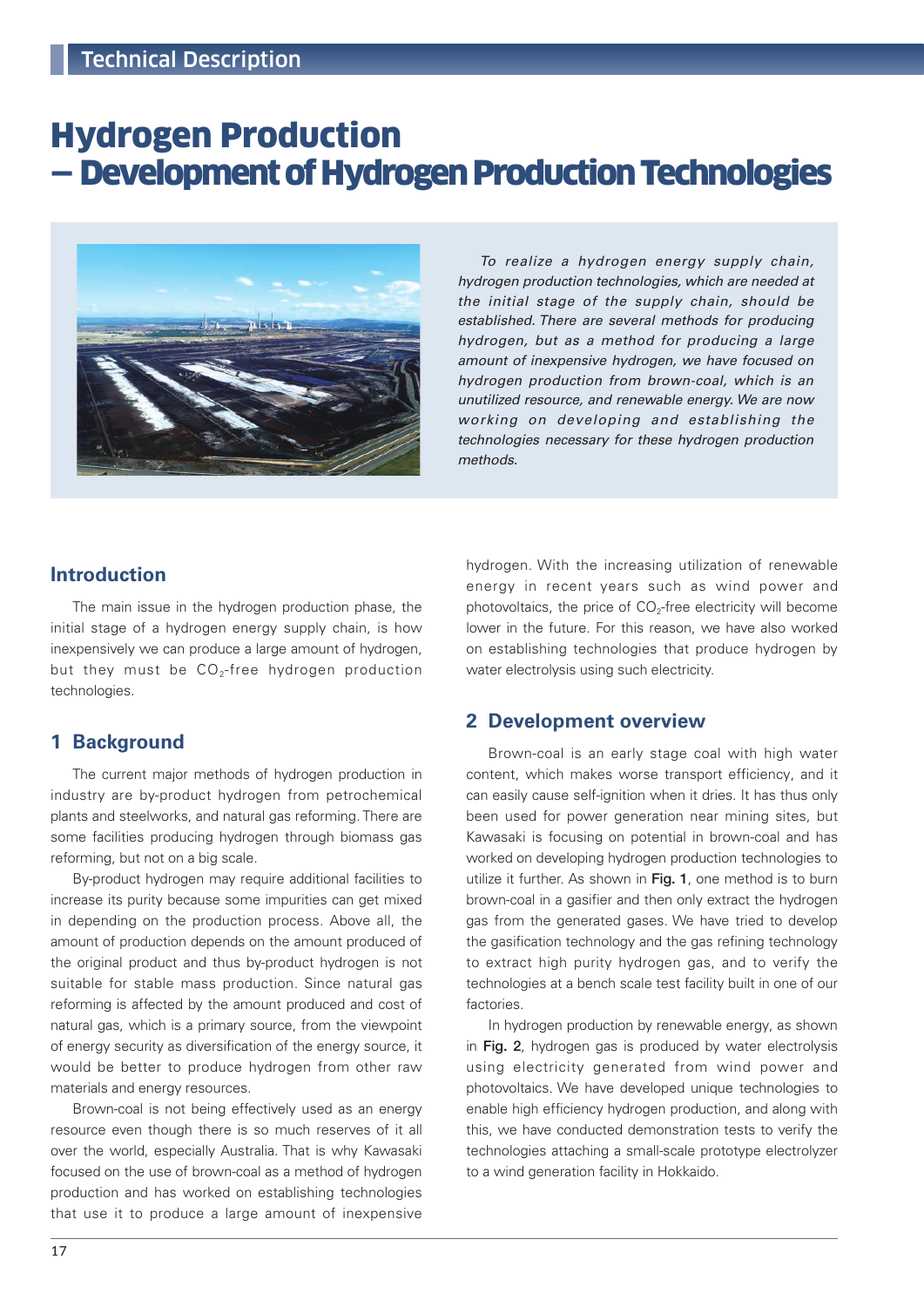Technical Description

# Hydrogen Production
# — Development of Hydrogen Production Technologies

*To realize a hydrogen energy supply chain, hydrogen production technologies, which are needed at the initial stage of the supply chain, should be established. There are several methods for producing hydrogen, but as a method for producing a large amount of inexpensive hydrogen, we have focused on hydrogen production from brown-coal, which is an unutilized resource, and renewable energy. We are now working on developing and establishing the technologies necessary for these hydrogen production methods.*

## Introduction

The main issue in the hydrogen production phase, the initial stage of a hydrogen energy supply chain, is how inexpensively we can produce a large amount of hydrogen, but they must be $CO_2$-free hydrogen production technologies.

## 1 Background

The current major methods of hydrogen production in industry are by-product hydrogen from petrochemical plants and steelworks, and natural gas reforming. There are some facilities producing hydrogen through biomass gas reforming, but not on a big scale.

By-product hydrogen may require additional facilities to increase its purity because some impurities can get mixed in depending on the production process. Above all, the amount of production depends on the amount produced of the original product and thus by-product hydrogen is not suitable for stable mass production. Since natural gas reforming is affected by the amount produced and cost of natural gas, which is a primary source, from the viewpoint of energy security as diversification of the energy source, it would be better to produce hydrogen from other raw materials and energy resources.

Brown-coal is not being effectively used as an energy resource even though there is so much reserves of it all over the world, especially Australia. That is why Kawasaki focused on the use of brown-coal as a method of hydrogen production and has worked on establishing technologies that use it to produce a large amount of inexpensive hydrogen. With the increasing utilization of renewable energy in recent years such as wind power and photovoltaics, the price of $CO_2$-free electricity will become lower in the future. For this reason, we have also worked on establishing technologies that produce hydrogen by water electrolysis using such electricity.

## 2 Development overview

Brown-coal is an early stage coal with high water content, which makes worse transport efficiency, and it can easily cause self-ignition when it dries. It has thus only been used for power generation near mining sites, but Kawasaki is focusing on potential in brown-coal and has worked on developing hydrogen production technologies to utilize it further. As shown in **Fig. 1**, one method is to burn brown-coal in a gasifier and then only extract the hydrogen gas from the generated gases. We have tried to develop the gasification technology and the gas refining technology to extract high purity hydrogen gas, and to verify the technologies at a bench scale test facility built in one of our factories.

In hydrogen production by renewable energy, as shown in **Fig. 2**, hydrogen gas is produced by water electrolysis using electricity generated from wind power and photovoltaics. We have developed unique technologies to enable high efficiency hydrogen production, and along with this, we have conducted demonstration tests to verify the technologies attaching a small-scale prototype electrolyzer to a wind generation facility in Hokkaido.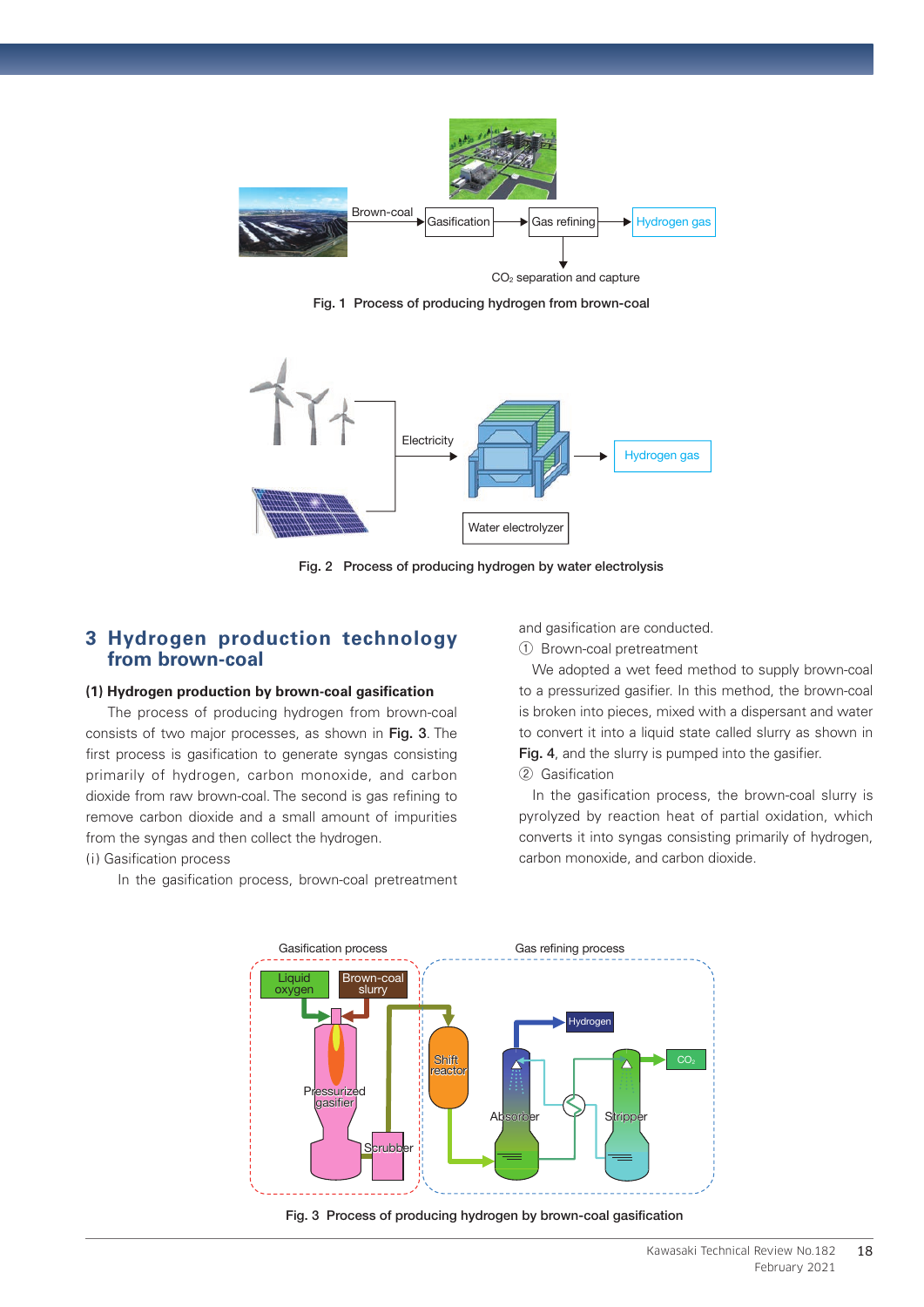Fig. 1 Process of producing hydrogen from brown-coal

Fig. 2 Process of producing hydrogen by water electrolysis

## 3 Hydrogen production technology from brown-coal

### (1) Hydrogen production by brown-coal gasification

The process of producing hydrogen from brown-coal consists of two major processes, as shown in **Fig. 3**. The first process is gasification to generate syngas consisting primarily of hydrogen, carbon monoxide, and carbon dioxide from raw brown-coal. The second is gas refining to remove carbon dioxide and a small amount of impurities from the syngas and then collect the hydrogen.

(i) Gasification process

In the gasification process, brown-coal pretreatment and gasification are conducted.

① Brown-coal pretreatment

We adopted a wet feed method to supply brown-coal to a pressurized gasifier. In this method, the brown-coal is broken into pieces, mixed with a dispersant and water to convert it into a liquid state called slurry as shown in **Fig. 4**, and the slurry is pumped into the gasifier.

② Gasification

In the gasification process, the brown-coal slurry is pyrolyzed by reaction heat of partial oxidation, which converts it into syngas consisting primarily of hydrogen, carbon monoxide, and carbon dioxide.

Fig. 3 Process of producing hydrogen by brown-coal gasification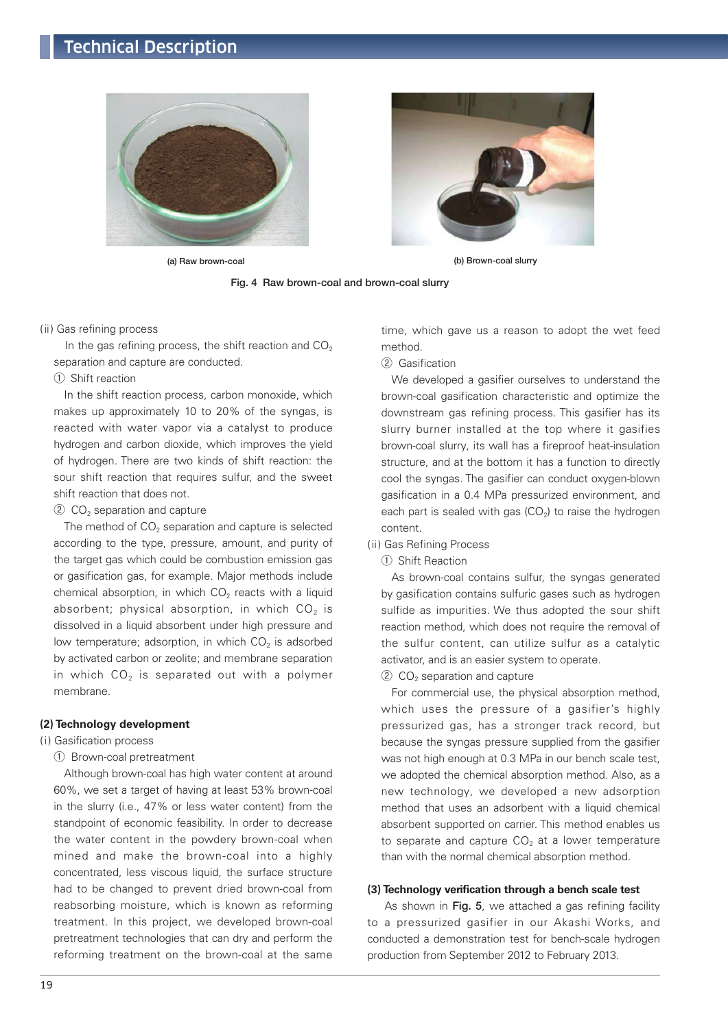(a) Raw brown-coal

(b) Brown-coal slurry

Fig. 4 Raw brown-coal and brown-coal slurry

(ii) Gas refining process

In the gas refining process, the shift reaction and $CO_2$ separation and capture are conducted.

① Shift reaction

In the shift reaction process, carbon monoxide, which makes up approximately 10 to 20% of the syngas, is reacted with water vapor via a catalyst to produce hydrogen and carbon dioxide, which improves the yield of hydrogen. There are two kinds of shift reaction: the sour shift reaction that requires sulfur, and the sweet shift reaction that does not.

② $CO_2$ separation and capture

The method of $CO_2$ separation and capture is selected according to the type, pressure, amount, and purity of the target gas which could be combustion emission gas or gasification gas, for example. Major methods include chemical absorption, in which $CO_2$ reacts with a liquid absorbent; physical absorption, in which $CO_2$ is dissolved in a liquid absorbent under high pressure and low temperature; adsorption, in which $CO_2$ is adsorbed by activated carbon or zeolite; and membrane separation in which $CO_2$ is separated out with a polymer membrane.

### (2) Technology development

(i) Gasification process

① Brown-coal pretreatment

Although brown-coal has high water content at around 60%, we set a target of having at least 53% brown-coal in the slurry (i.e., 47% or less water content) from the standpoint of economic feasibility. In order to decrease the water content in the powdery brown-coal when mined and make the brown-coal into a highly concentrated, less viscous liquid, the surface structure had to be changed to prevent dried brown-coal from reabsorbing moisture, which is known as reforming treatment. In this project, we developed brown-coal pretreatment technologies that can dry and perform the reforming treatment on the brown-coal at the same time, which gave us a reason to adopt the wet feed method.

② Gasification

We developed a gasifier ourselves to understand the brown-coal gasification characteristic and optimize the downstream gas refining process. This gasifier has its slurry burner installed at the top where it gasifies brown-coal slurry, its wall has a fireproof heat-insulation structure, and at the bottom it has a function to directly cool the syngas. The gasifier can conduct oxygen-blown gasification in a 0.4 MPa pressurized environment, and each part is sealed with gas ($CO_2$) to raise the hydrogen content.

(ii) Gas Refining Process

① Shift Reaction

As brown-coal contains sulfur, the syngas generated by gasification contains sulfuric gases such as hydrogen sulfide as impurities. We thus adopted the sour shift reaction method, which does not require the removal of the sulfur content, can utilize sulfur as a catalytic activator, and is an easier system to operate.

② $CO_2$ separation and capture

For commercial use, the physical absorption method, which uses the pressure of a gasifier's highly pressurized gas, has a stronger track record, but because the syngas pressure supplied from the gasifier was not high enough at 0.3 MPa in our bench scale test, we adopted the chemical absorption method. Also, as a new technology, we developed a new adsorption method that uses an adsorbent with a liquid chemical absorbent supported on carrier. This method enables us to separate and capture $CO_2$ at a lower temperature than with the normal chemical absorption method.

### (3) Technology verification through a bench scale test

As shown in **Fig. 5**, we attached a gas refining facility to a pressurized gasifier in our Akashi Works, and conducted a demonstration test for bench-scale hydrogen production from September 2012 to February 2013.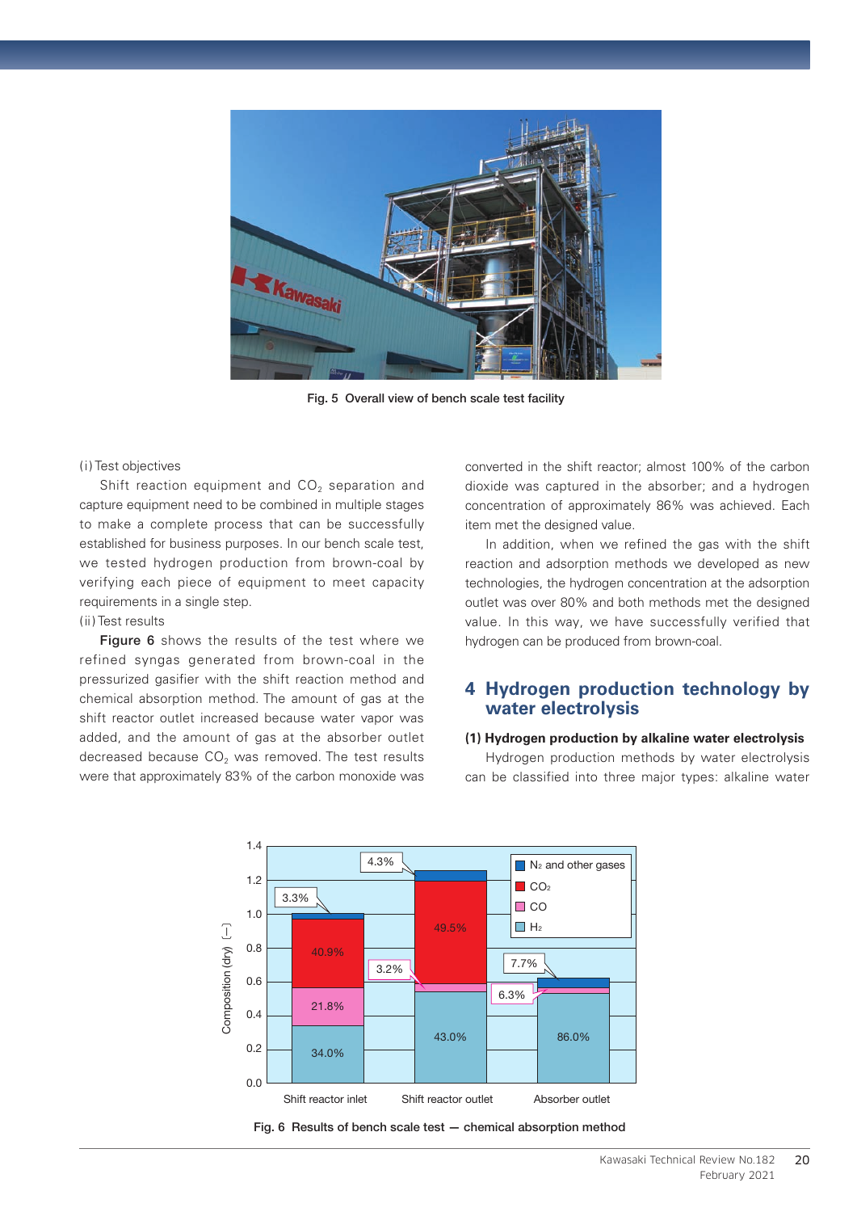Fig. 5 Overall view of bench scale test facility

(i) Test objectives

Shift reaction equipment and $CO_2$ separation and capture equipment need to be combined in multiple stages to make a complete process that can be successfully established for business purposes. In our bench scale test, we tested hydrogen production from brown-coal by verifying each piece of equipment to meet capacity requirements in a single step.

(ii) Test results

**Figure 6** shows the results of the test where we refined syngas generated from brown-coal in the pressurized gasifier with the shift reaction method and chemical absorption method. The amount of gas at the shift reactor outlet increased because water vapor was added, and the amount of gas at the absorber outlet decreased because $CO_2$ was removed. The test results were that approximately 83% of the carbon monoxide was converted in the shift reactor; almost 100% of the carbon dioxide was captured in the absorber; and a hydrogen concentration of approximately 86% was achieved. Each item met the designed value.

In addition, when we refined the gas with the shift reaction and adsorption methods we developed as new technologies, the hydrogen concentration at the adsorption outlet was over 80% and both methods met the designed value. In this way, we have successfully verified that hydrogen can be produced from brown-coal.

## 4 Hydrogen production technology by water electrolysis

### (1) Hydrogen production by alkaline water electrolysis

Hydrogen production methods by water electrolysis can be classified into three major types: alkaline water

Fig. 6 Results of bench scale test — chemical absorption method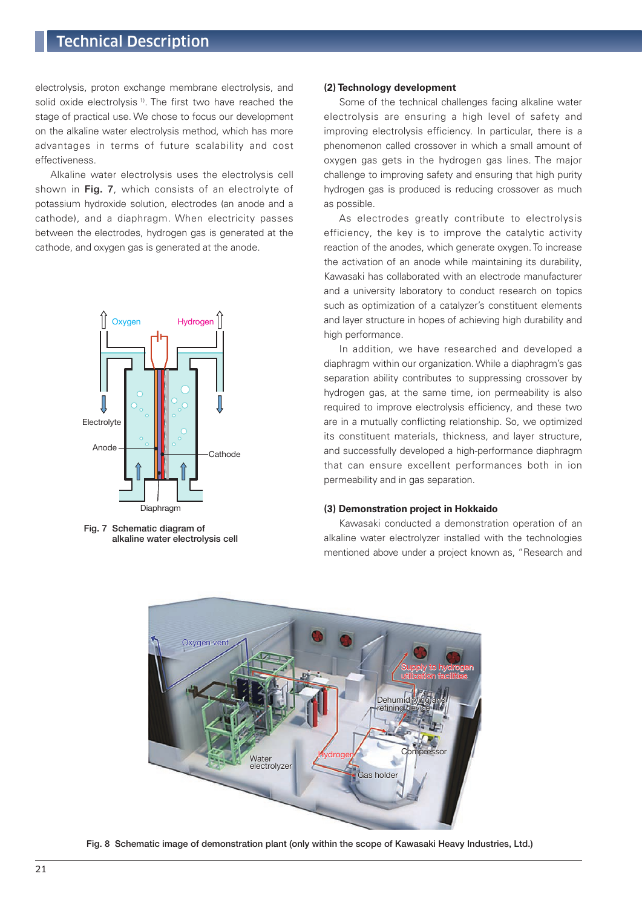electrolysis, proton exchange membrane electrolysis, and solid oxide electrolysis [1]. The first two have reached the stage of practical use. We chose to focus our development on the alkaline water electrolysis method, which has more advantages in terms of future scalability and cost effectiveness.

Alkaline water electrolysis uses the electrolysis cell shown in **Fig. 7**, which consists of an electrolyte of potassium hydroxide solution, electrodes (an anode and a cathode), and a diaphragm. When electricity passes between the electrodes, hydrogen gas is generated at the cathode, and oxygen gas is generated at the anode.

**Fig. 7 Schematic diagram of alkaline water electrolysis cell**

### (2) Technology development

Some of the technical challenges facing alkaline water electrolysis are ensuring a high level of safety and improving electrolysis efficiency. In particular, there is a phenomenon called crossover in which a small amount of oxygen gas gets in the hydrogen gas lines. The major challenge to improving safety and ensuring that high purity hydrogen gas is produced is reducing crossover as much as possible.

As electrodes greatly contribute to electrolysis efficiency, the key is to improve the catalytic activity reaction of the anodes, which generate oxygen. To increase the activation of an anode while maintaining its durability, Kawasaki has collaborated with an electrode manufacturer and a university laboratory to conduct research on topics such as optimization of a catalyzer's constituent elements and layer structure in hopes of achieving high durability and high performance.

In addition, we have researched and developed a diaphragm within our organization. While a diaphragm's gas separation ability contributes to suppressing crossover by hydrogen gas, at the same time, ion permeability is also required to improve electrolysis efficiency, and these two are in a mutually conflicting relationship. So, we optimized its constituent materials, thickness, and layer structure, and successfully developed a high-performance diaphragm that can ensure excellent performances both in ion permeability and in gas separation.

### (3) Demonstration project in Hokkaido

Kawasaki conducted a demonstration operation of an alkaline water electrolyzer installed with the technologies mentioned above under a project known as, "Research and

**Fig. 8 Schematic image of demonstration plant (only within the scope of Kawasaki Heavy Industries, Ltd.)**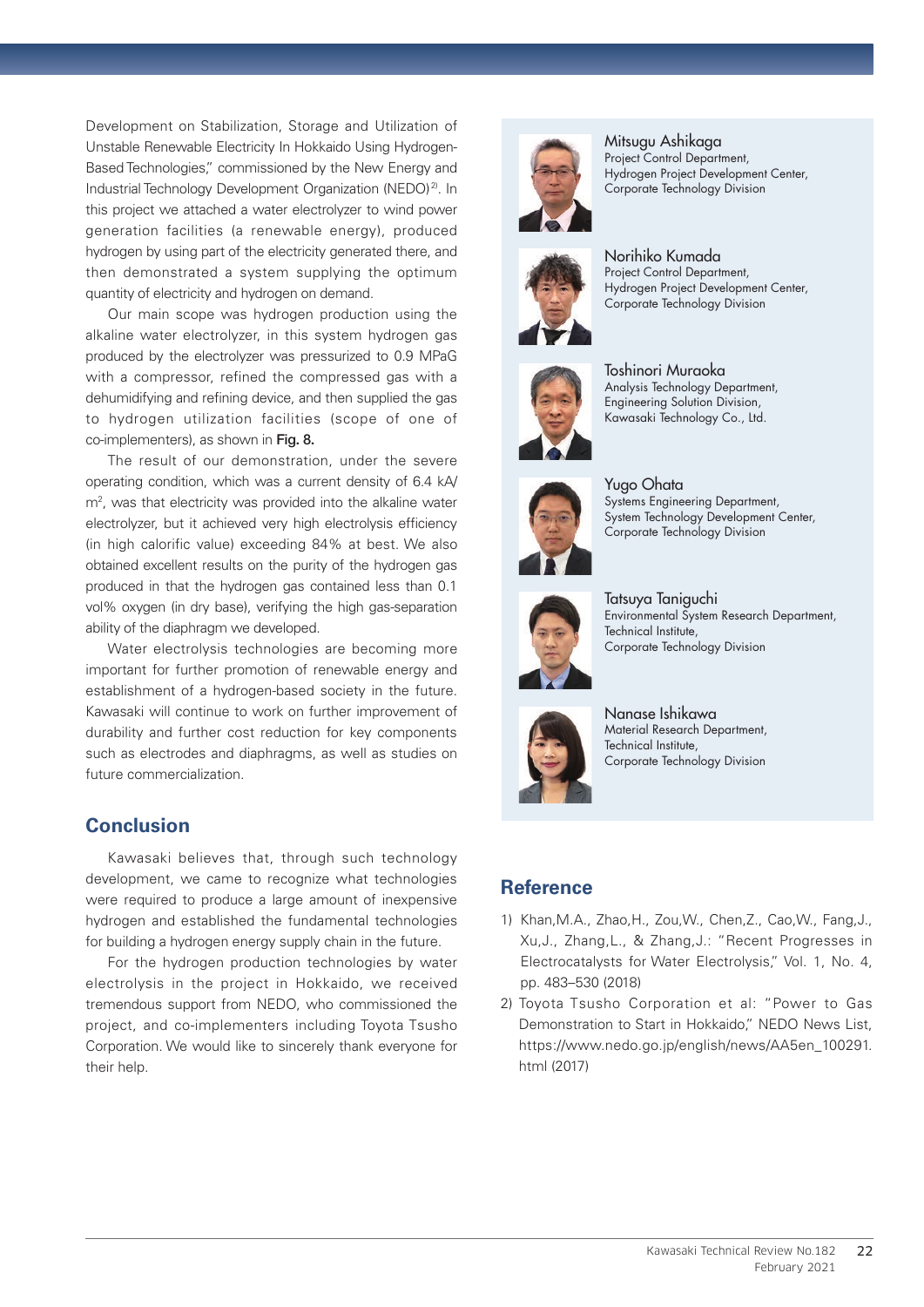Development on Stabilization, Storage and Utilization of Unstable Renewable Electricity In Hokkaido Using Hydrogen-Based Technologies," commissioned by the New Energy and Industrial Technology Development Organization (NEDO)[2]. In this project we attached a water electrolyzer to wind power generation facilities (a renewable energy), produced hydrogen by using part of the electricity generated there, and then demonstrated a system supplying the optimum quantity of electricity and hydrogen on demand.

Our main scope was hydrogen production using the alkaline water electrolyzer, in this system hydrogen gas produced by the electrolyzer was pressurized to 0.9 MPaG with a compressor, refined the compressed gas with a dehumidifying and refining device, and then supplied the gas to hydrogen utilization facilities (scope of one of co-implementers), as shown in **Fig. 8.**

The result of our demonstration, under the severe operating condition, which was a current density of 6.4 kA/m$^2$, was that electricity was provided into the alkaline water electrolyzer, but it achieved very high electrolysis efficiency (in high calorific value) exceeding 84% at best. We also obtained excellent results on the purity of the hydrogen gas produced in that the hydrogen gas contained less than 0.1 vol% oxygen (in dry base), verifying the high gas-separation ability of the diaphragm we developed.

Water electrolysis technologies are becoming more important for further promotion of renewable energy and establishment of a hydrogen-based society in the future. Kawasaki will continue to work on further improvement of durability and further cost reduction for key components such as electrodes and diaphragms, as well as studies on future commercialization.

## Conclusion

Kawasaki believes that, through such technology development, we came to recognize what technologies were required to produce a large amount of inexpensive hydrogen and established the fundamental technologies for building a hydrogen energy supply chain in the future.

For the hydrogen production technologies by water electrolysis in the project in Hokkaido, we received tremendous support from NEDO, who commissioned the project, and co-implementers including Toyota Tsusho Corporation. We would like to sincerely thank everyone for their help.

**Mitsugu Ashikaga**
Project Control Department,
Hydrogen Project Development Center,
Corporate Technology Division

**Norihiko Kumada**
Project Control Department,
Hydrogen Project Development Center,
Corporate Technology Division

**Toshinori Muraoka**
Analysis Technology Department,
Engineering Solution Division,
Kawasaki Technology Co., Ltd.

**Yugo Ohata**
Systems Engineering Department,
System Technology Development Center,
Corporate Technology Division

**Tatsuya Taniguchi**
Environmental System Research Department,
Technical Institute,
Corporate Technology Division

**Nanase Ishikawa**
Material Research Department,
Technical Institute,
Corporate Technology Division

## Reference

1) Khan,M.A., Zhao,H., Zou,W., Chen,Z., Cao,W., Fang,J., Xu,J., Zhang,L., & Zhang,J.: "Recent Progresses in Electrocatalysts for Water Electrolysis," Vol. 1, No. 4, pp. 483–530 (2018)
2) Toyota Tsusho Corporation et al: "Power to Gas Demonstration to Start in Hokkaido," NEDO News List, https://www.nedo.go.jp/english/news/AA5en_100291.html (2017)